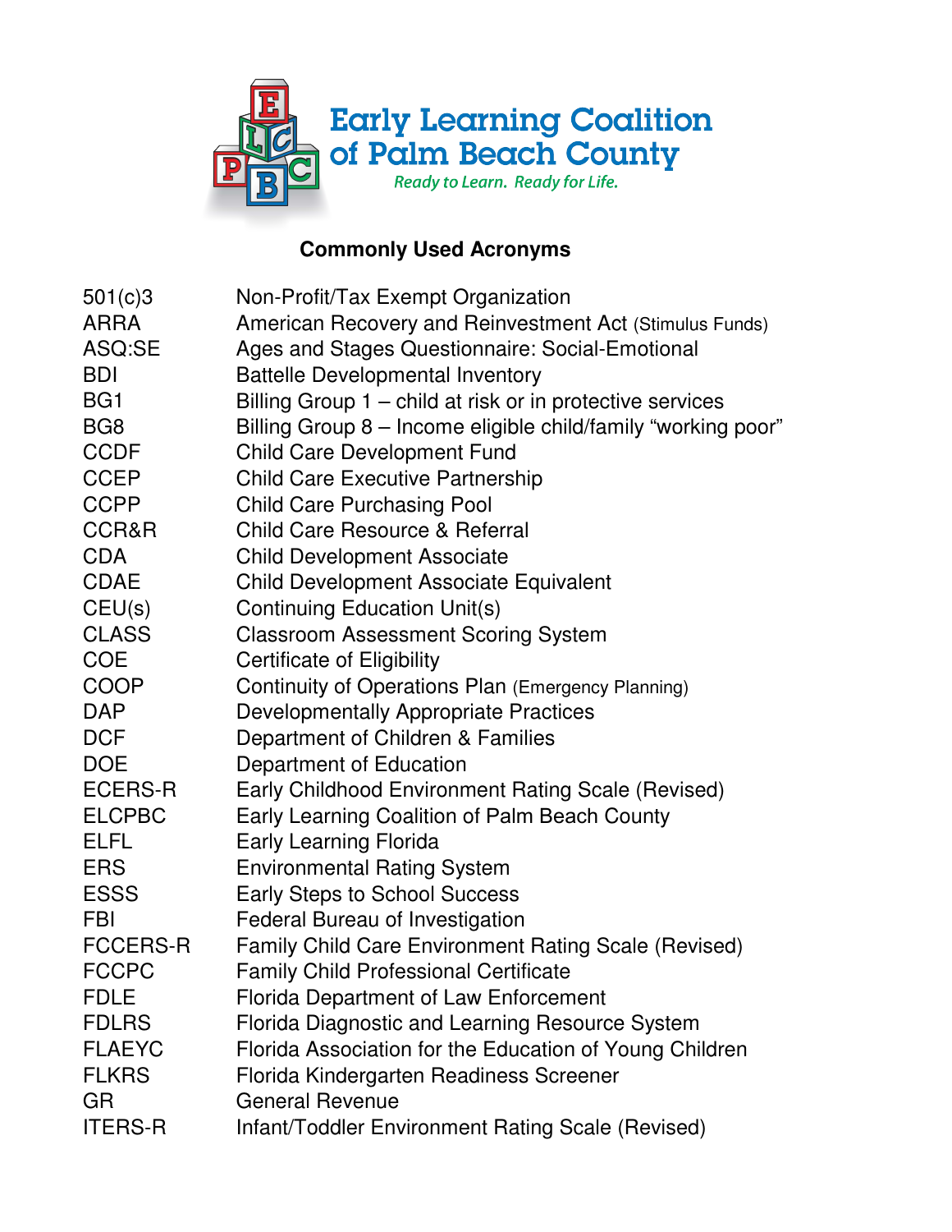# Early Learning Coalition of Palm Beach County

*Ready to Learn. Ready for Life.*

## Commonly Used Acronyms

| | |
|---|---|
| 501(c)3 | Non-Profit/Tax Exempt Organization |
| ARRA | American Recovery and Reinvestment Act (Stimulus Funds) |
| ASQ:SE | Ages and Stages Questionnaire: Social-Emotional |
| BDI | Battelle Developmental Inventory |
| BG1 | Billing Group 1 – child at risk or in protective services |
| BG8 | Billing Group 8 – Income eligible child/family "working poor" |
| CCDF | Child Care Development Fund |
| CCEP | Child Care Executive Partnership |
| CCPP | Child Care Purchasing Pool |
| CCR&R | Child Care Resource & Referral |
| CDA | Child Development Associate |
| CDAE | Child Development Associate Equivalent |
| CEU(s) | Continuing Education Unit(s) |
| CLASS | Classroom Assessment Scoring System |
| COE | Certificate of Eligibility |
| COOP | Continuity of Operations Plan (Emergency Planning) |
| DAP | Developmentally Appropriate Practices |
| DCF | Department of Children & Families |
| DOE | Department of Education |
| ECERS-R | Early Childhood Environment Rating Scale (Revised) |
| ELCPBC | Early Learning Coalition of Palm Beach County |
| ELFL | Early Learning Florida |
| ERS | Environmental Rating System |
| ESSS | Early Steps to School Success |
| FBI | Federal Bureau of Investigation |
| FCCERS-R | Family Child Care Environment Rating Scale (Revised) |
| FCCPC | Family Child Professional Certificate |
| FDLE | Florida Department of Law Enforcement |
| FDLRS | Florida Diagnostic and Learning Resource System |
| FLAEYC | Florida Association for the Education of Young Children |
| FLKRS | Florida Kindergarten Readiness Screener |
| GR | General Revenue |
| ITERS-R | Infant/Toddler Environment Rating Scale (Revised) |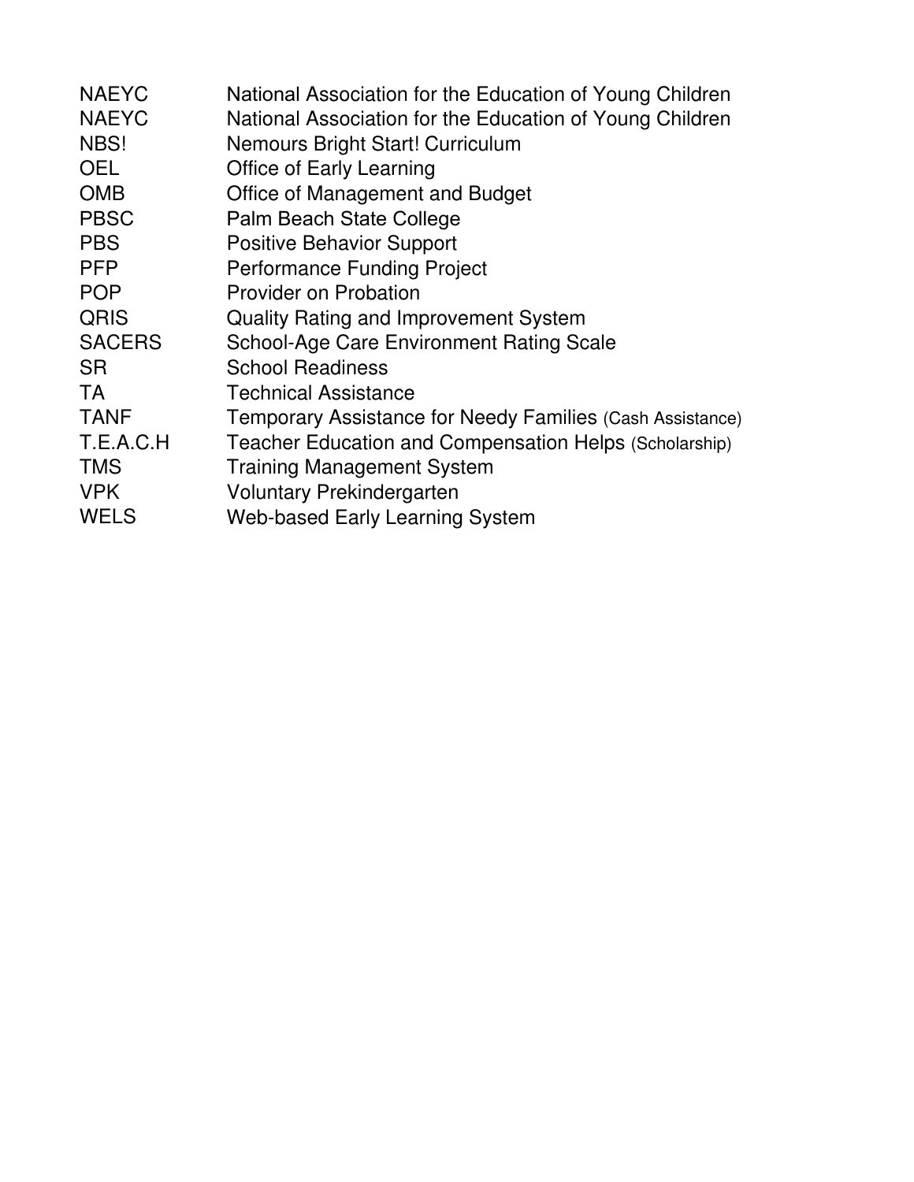| | |
|---|---|
| NAEYC | National Association for the Education of Young Children |
| NAEYC | National Association for the Education of Young Children |
| NBS! | Nemours Bright Start! Curriculum |
| OEL | Office of Early Learning |
| OMB | Office of Management and Budget |
| PBSC | Palm Beach State College |
| PBS | Positive Behavior Support |
| PFP | Performance Funding Project |
| POP | Provider on Probation |
| QRIS | Quality Rating and Improvement System |
| SACERS | School-Age Care Environment Rating Scale |
| SR | School Readiness |
| TA | Technical Assistance |
| TANF | Temporary Assistance for Needy Families (Cash Assistance) |
| T.E.A.C.H | Teacher Education and Compensation Helps (Scholarship) |
| TMS | Training Management System |
| VPK | Voluntary Prekindergarten |
| WELS | Web-based Early Learning System |